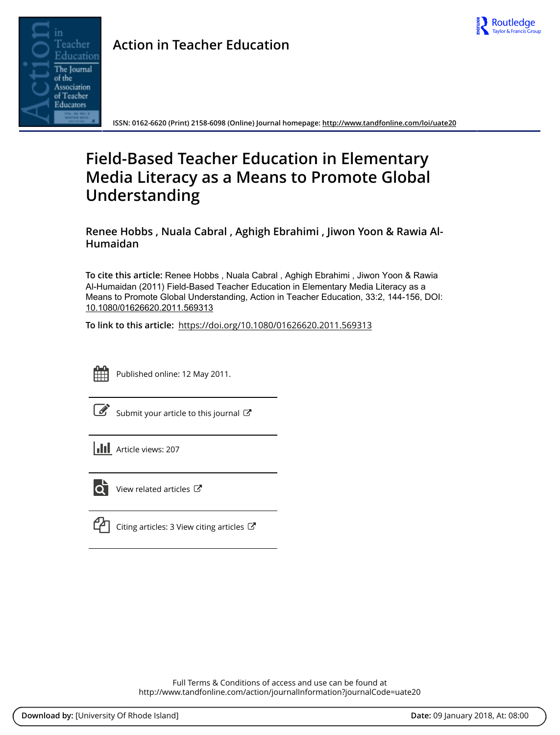# Action in Teacher Education

ISSN: 0162-6620 (Print) 2158-6098 (Online) Journal homepage: http://www.tandfonline.com/loi/uate20

# Field-Based Teacher Education in Elementary Media Literacy as a Means to Promote Global Understanding

**Renee Hobbs , Nuala Cabral , Aghigh Ebrahimi , Jiwon Yoon & Rawia Al-Humaidan**

**To cite this article:** Renee Hobbs , Nuala Cabral , Aghigh Ebrahimi , Jiwon Yoon & Rawia Al-Humaidan (2011) Field-Based Teacher Education in Elementary Media Literacy as a Means to Promote Global Understanding, Action in Teacher Education, 33:2, 144-156, DOI: 10.1080/01626620.2011.569313

**To link to this article:** https://doi.org/10.1080/01626620.2011.569313

Published online: 12 May 2011.

Submit your article to this journal

Article views: 207

View related articles

Citing articles: 3 View citing articles

Full Terms & Conditions of access and use can be found at http://www.tandfonline.com/action/journalInformation?journalCode=uate20

**Download by:** [University Of Rhode Island] **Date:** 09 January 2018, At: 08:00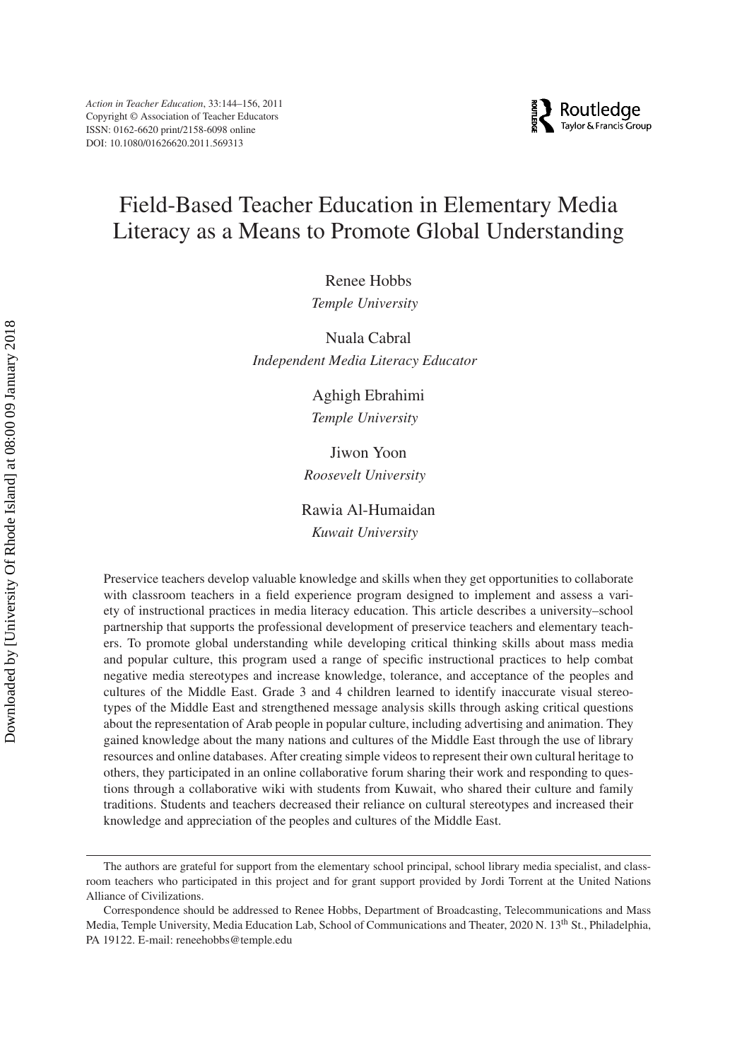# Field-Based Teacher Education in Elementary Media Literacy as a Means to Promote Global Understanding

Renee Hobbs
*Temple University*

Nuala Cabral
*Independent Media Literacy Educator*

Aghigh Ebrahimi
*Temple University*

Jiwon Yoon
*Roosevelt University*

Rawia Al-Humaidan
*Kuwait University*

Preservice teachers develop valuable knowledge and skills when they get opportunities to collaborate with classroom teachers in a field experience program designed to implement and assess a variety of instructional practices in media literacy education. This article describes a university–school partnership that supports the professional development of preservice teachers and elementary teachers. To promote global understanding while developing critical thinking skills about mass media and popular culture, this program used a range of specific instructional practices to help combat negative media stereotypes and increase knowledge, tolerance, and acceptance of the peoples and cultures of the Middle East. Grade 3 and 4 children learned to identify inaccurate visual stereotypes of the Middle East and strengthened message analysis skills through asking critical questions about the representation of Arab people in popular culture, including advertising and animation. They gained knowledge about the many nations and cultures of the Middle East through the use of library resources and online databases. After creating simple videos to represent their own cultural heritage to others, they participated in an online collaborative forum sharing their work and responding to questions through a collaborative wiki with students from Kuwait, who shared their culture and family traditions. Students and teachers decreased their reliance on cultural stereotypes and increased their knowledge and appreciation of the peoples and cultures of the Middle East.

---

The authors are grateful for support from the elementary school principal, school library media specialist, and classroom teachers who participated in this project and for grant support provided by Jordi Torrent at the United Nations Alliance of Civilizations.

Correspondence should be addressed to Renee Hobbs, Department of Broadcasting, Telecommunications and Mass Media, Temple University, Media Education Lab, School of Communications and Theater, 2020 N. 13th St., Philadelphia, PA 19122. E-mail: reneehobbs@temple.edu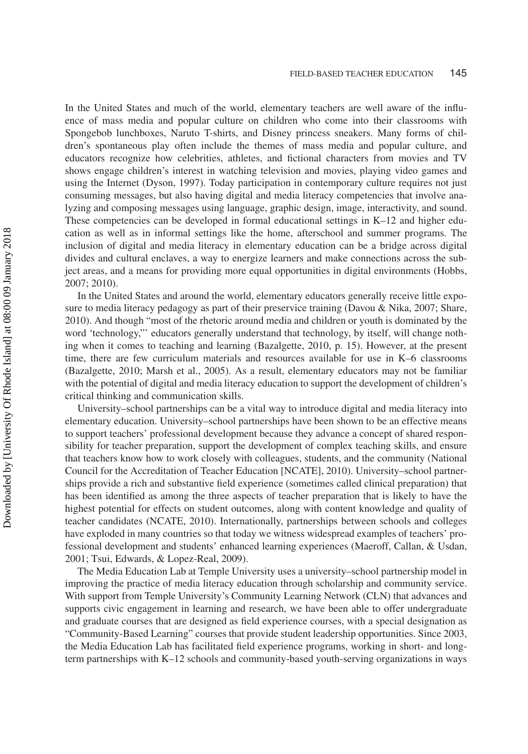In the United States and much of the world, elementary teachers are well aware of the influence of mass media and popular culture on children who come into their classrooms with Spongebob lunchboxes, Naruto T-shirts, and Disney princess sneakers. Many forms of children's spontaneous play often include the themes of mass media and popular culture, and educators recognize how celebrities, athletes, and fictional characters from movies and TV shows engage children's interest in watching television and movies, playing video games and using the Internet (Dyson, 1997). Today participation in contemporary culture requires not just consuming messages, but also having digital and media literacy competencies that involve analyzing and composing messages using language, graphic design, image, interactivity, and sound. These competencies can be developed in formal educational settings in K–12 and higher education as well as in informal settings like the home, afterschool and summer programs. The inclusion of digital and media literacy in elementary education can be a bridge across digital divides and cultural enclaves, a way to energize learners and make connections across the subject areas, and a means for providing more equal opportunities in digital environments (Hobbs, 2007; 2010).

In the United States and around the world, elementary educators generally receive little exposure to media literacy pedagogy as part of their preservice training (Davou & Nika, 2007; Share, 2010). And though "most of the rhetoric around media and children or youth is dominated by the word 'technology,'" educators generally understand that technology, by itself, will change nothing when it comes to teaching and learning (Bazalgette, 2010, p. 15). However, at the present time, there are few curriculum materials and resources available for use in K–6 classrooms (Bazalgette, 2010; Marsh et al., 2005). As a result, elementary educators may not be familiar with the potential of digital and media literacy education to support the development of children's critical thinking and communication skills.

University–school partnerships can be a vital way to introduce digital and media literacy into elementary education. University–school partnerships have been shown to be an effective means to support teachers' professional development because they advance a concept of shared responsibility for teacher preparation, support the development of complex teaching skills, and ensure that teachers know how to work closely with colleagues, students, and the community (National Council for the Accreditation of Teacher Education [NCATE], 2010). University–school partnerships provide a rich and substantive field experience (sometimes called clinical preparation) that has been identified as among the three aspects of teacher preparation that is likely to have the highest potential for effects on student outcomes, along with content knowledge and quality of teacher candidates (NCATE, 2010). Internationally, partnerships between schools and colleges have exploded in many countries so that today we witness widespread examples of teachers' professional development and students' enhanced learning experiences (Maeroff, Callan, & Usdan, 2001; Tsui, Edwards, & Lopez-Real, 2009).

The Media Education Lab at Temple University uses a university–school partnership model in improving the practice of media literacy education through scholarship and community service. With support from Temple University's Community Learning Network (CLN) that advances and supports civic engagement in learning and research, we have been able to offer undergraduate and graduate courses that are designed as field experience courses, with a special designation as "Community-Based Learning" courses that provide student leadership opportunities. Since 2003, the Media Education Lab has facilitated field experience programs, working in short- and long-term partnerships with K–12 schools and community-based youth-serving organizations in ways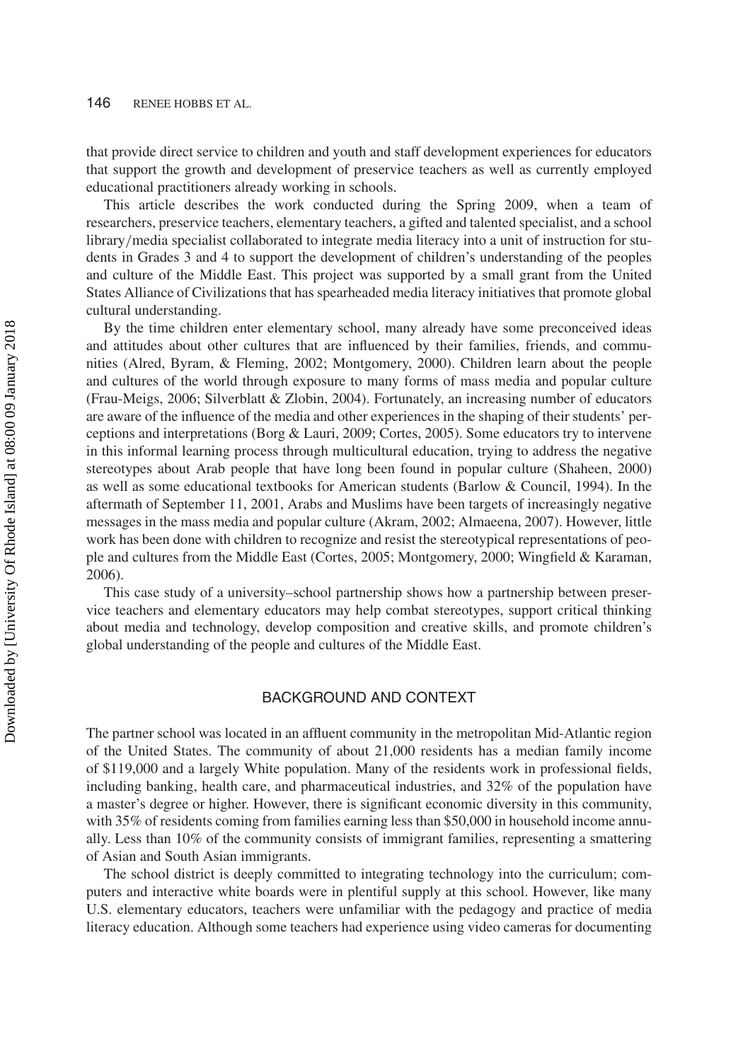that provide direct service to children and youth and staff development experiences for educators that support the growth and development of preservice teachers as well as currently employed educational practitioners already working in schools.

This article describes the work conducted during the Spring 2009, when a team of researchers, preservice teachers, elementary teachers, a gifted and talented specialist, and a school library/media specialist collaborated to integrate media literacy into a unit of instruction for students in Grades 3 and 4 to support the development of children's understanding of the peoples and culture of the Middle East. This project was supported by a small grant from the United States Alliance of Civilizations that has spearheaded media literacy initiatives that promote global cultural understanding.

By the time children enter elementary school, many already have some preconceived ideas and attitudes about other cultures that are influenced by their families, friends, and communities (Alred, Byram, & Fleming, 2002; Montgomery, 2000). Children learn about the people and cultures of the world through exposure to many forms of mass media and popular culture (Frau-Meigs, 2006; Silverblatt & Zlobin, 2004). Fortunately, an increasing number of educators are aware of the influence of the media and other experiences in the shaping of their students' perceptions and interpretations (Borg & Lauri, 2009; Cortes, 2005). Some educators try to intervene in this informal learning process through multicultural education, trying to address the negative stereotypes about Arab people that have long been found in popular culture (Shaheen, 2000) as well as some educational textbooks for American students (Barlow & Council, 1994). In the aftermath of September 11, 2001, Arabs and Muslims have been targets of increasingly negative messages in the mass media and popular culture (Akram, 2002; Almaeena, 2007). However, little work has been done with children to recognize and resist the stereotypical representations of people and cultures from the Middle East (Cortes, 2005; Montgomery, 2000; Wingfield & Karaman, 2006).

This case study of a university–school partnership shows how a partnership between preservice teachers and elementary educators may help combat stereotypes, support critical thinking about media and technology, develop composition and creative skills, and promote children's global understanding of the people and cultures of the Middle East.

## BACKGROUND AND CONTEXT

The partner school was located in an affluent community in the metropolitan Mid-Atlantic region of the United States. The community of about 21,000 residents has a median family income of $119,000 and a largely White population. Many of the residents work in professional fields, including banking, health care, and pharmaceutical industries, and 32% of the population have a master's degree or higher. However, there is significant economic diversity in this community, with 35% of residents coming from families earning less than $50,000 in household income annually. Less than 10% of the community consists of immigrant families, representing a smattering of Asian and South Asian immigrants.

The school district is deeply committed to integrating technology into the curriculum; computers and interactive white boards were in plentiful supply at this school. However, like many U.S. elementary educators, teachers were unfamiliar with the pedagogy and practice of media literacy education. Although some teachers had experience using video cameras for documenting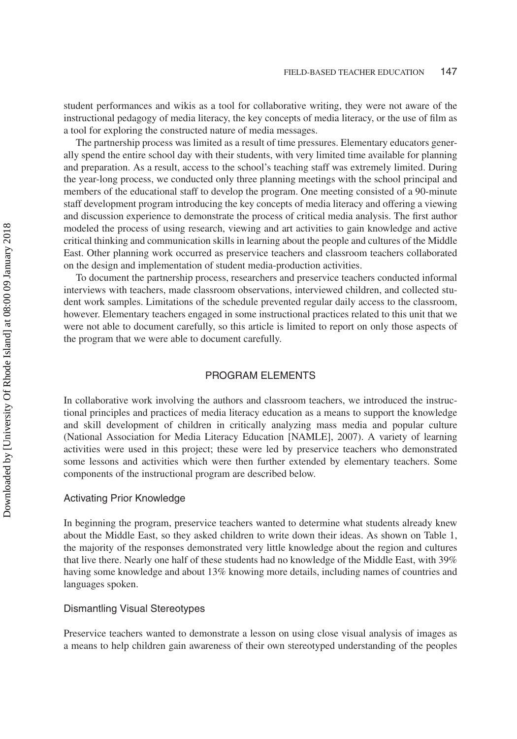student performances and wikis as a tool for collaborative writing, they were not aware of the instructional pedagogy of media literacy, the key concepts of media literacy, or the use of film as a tool for exploring the constructed nature of media messages.

The partnership process was limited as a result of time pressures. Elementary educators generally spend the entire school day with their students, with very limited time available for planning and preparation. As a result, access to the school's teaching staff was extremely limited. During the year-long process, we conducted only three planning meetings with the school principal and members of the educational staff to develop the program. One meeting consisted of a 90-minute staff development program introducing the key concepts of media literacy and offering a viewing and discussion experience to demonstrate the process of critical media analysis. The first author modeled the process of using research, viewing and art activities to gain knowledge and active critical thinking and communication skills in learning about the people and cultures of the Middle East. Other planning work occurred as preservice teachers and classroom teachers collaborated on the design and implementation of student media-production activities.

To document the partnership process, researchers and preservice teachers conducted informal interviews with teachers, made classroom observations, interviewed children, and collected student work samples. Limitations of the schedule prevented regular daily access to the classroom, however. Elementary teachers engaged in some instructional practices related to this unit that we were not able to document carefully, so this article is limited to report on only those aspects of the program that we were able to document carefully.

## PROGRAM ELEMENTS

In collaborative work involving the authors and classroom teachers, we introduced the instructional principles and practices of media literacy education as a means to support the knowledge and skill development of children in critically analyzing mass media and popular culture (National Association for Media Literacy Education [NAMLE], 2007). A variety of learning activities were used in this project; these were led by preservice teachers who demonstrated some lessons and activities which were then further extended by elementary teachers. Some components of the instructional program are described below.

### Activating Prior Knowledge

In beginning the program, preservice teachers wanted to determine what students already knew about the Middle East, so they asked children to write down their ideas. As shown on Table 1, the majority of the responses demonstrated very little knowledge about the region and cultures that live there. Nearly one half of these students had no knowledge of the Middle East, with 39% having some knowledge and about 13% knowing more details, including names of countries and languages spoken.

### Dismantling Visual Stereotypes

Preservice teachers wanted to demonstrate a lesson on using close visual analysis of images as a means to help children gain awareness of their own stereotyped understanding of the peoples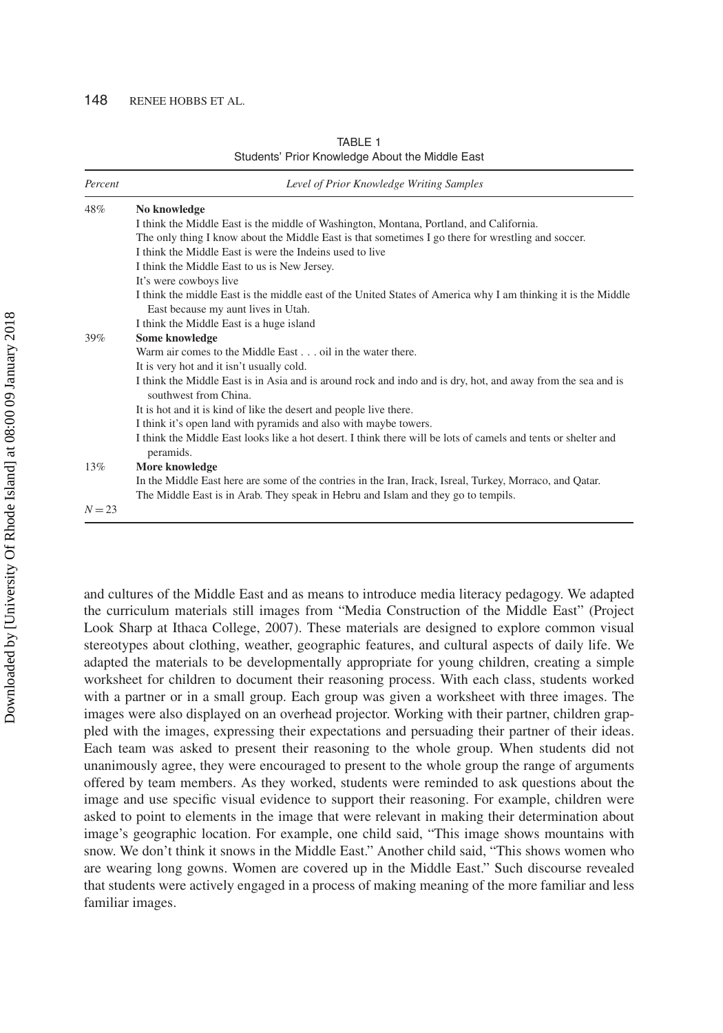TABLE 1
Students' Prior Knowledge About the Middle East

| *Percent* | *Level of Prior Knowledge Writing Samples* |
|---|---|
| 48% | **No knowledge** |
| | I think the Middle East is the middle of Washington, Montana, Portland, and California. |
| | The only thing I know about the Middle East is that sometimes I go there for wrestling and soccer. |
| | I think the Middle East is were the Indeins used to live |
| | I think the Middle East to us is New Jersey. |
| | It's were cowboys live |
| | I think the middle East is the middle east of the United States of America why I am thinking it is the Middle East because my aunt lives in Utah. |
| | I think the Middle East is a huge island |
| 39% | **Some knowledge** |
| | Warm air comes to the Middle East . . . oil in the water there. |
| | It is very hot and it isn't usually cold. |
| | I think the Middle East is in Asia and is around rock and indo and is dry, hot, and away from the sea and is southwest from China. |
| | It is hot and it is kind of like the desert and people live there. |
| | I think it's open land with pyramids and also with maybe towers. |
| | I think the Middle East looks like a hot desert. I think there will be lots of camels and tents or shelter and peramids. |
| 13% | **More knowledge** |
| | In the Middle East here are some of the contries in the Iran, Irack, Isreal, Turkey, Morraco, and Qatar. |
| | The Middle East is in Arab. They speak in Hebru and Islam and they go to tempils. |
| $N = 23$ | |

and cultures of the Middle East and as means to introduce media literacy pedagogy. We adapted the curriculum materials still images from "Media Construction of the Middle East" (Project Look Sharp at Ithaca College, 2007). These materials are designed to explore common visual stereotypes about clothing, weather, geographic features, and cultural aspects of daily life. We adapted the materials to be developmentally appropriate for young children, creating a simple worksheet for children to document their reasoning process. With each class, students worked with a partner or in a small group. Each group was given a worksheet with three images. The images were also displayed on an overhead projector. Working with their partner, children grappled with the images, expressing their expectations and persuading their partner of their ideas. Each team was asked to present their reasoning to the whole group. When students did not unanimously agree, they were encouraged to present to the whole group the range of arguments offered by team members. As they worked, students were reminded to ask questions about the image and use specific visual evidence to support their reasoning. For example, children were asked to point to elements in the image that were relevant in making their determination about image's geographic location. For example, one child said, "This image shows mountains with snow. We don't think it snows in the Middle East." Another child said, "This shows women who are wearing long gowns. Women are covered up in the Middle East." Such discourse revealed that students were actively engaged in a process of making meaning of the more familiar and less familiar images.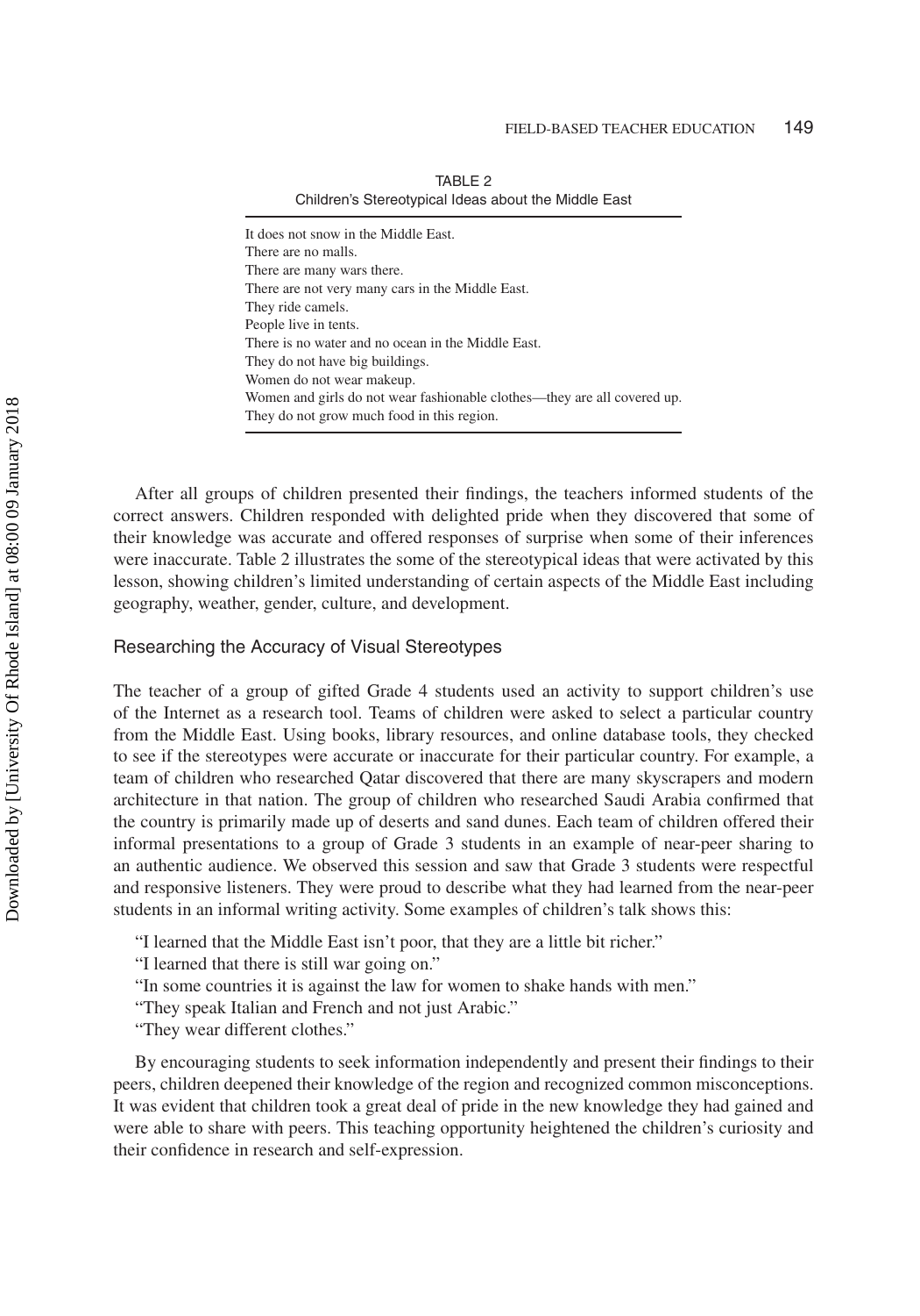TABLE 2
Children's Stereotypical Ideas about the Middle East

| |
|---|
| It does not snow in the Middle East. |
| There are no malls. |
| There are many wars there. |
| There are not very many cars in the Middle East. |
| They ride camels. |
| People live in tents. |
| There is no water and no ocean in the Middle East. |
| They do not have big buildings. |
| Women do not wear makeup. |
| Women and girls do not wear fashionable clothes—they are all covered up. |
| They do not grow much food in this region. |

After all groups of children presented their findings, the teachers informed students of the correct answers. Children responded with delighted pride when they discovered that some of their knowledge was accurate and offered responses of surprise when some of their inferences were inaccurate. Table 2 illustrates the some of the stereotypical ideas that were activated by this lesson, showing children's limited understanding of certain aspects of the Middle East including geography, weather, gender, culture, and development.

### Researching the Accuracy of Visual Stereotypes

The teacher of a group of gifted Grade 4 students used an activity to support children's use of the Internet as a research tool. Teams of children were asked to select a particular country from the Middle East. Using books, library resources, and online database tools, they checked to see if the stereotypes were accurate or inaccurate for their particular country. For example, a team of children who researched Qatar discovered that there are many skyscrapers and modern architecture in that nation. The group of children who researched Saudi Arabia confirmed that the country is primarily made up of deserts and sand dunes. Each team of children offered their informal presentations to a group of Grade 3 students in an example of near-peer sharing to an authentic audience. We observed this session and saw that Grade 3 students were respectful and responsive listeners. They were proud to describe what they had learned from the near-peer students in an informal writing activity. Some examples of children's talk shows this:

"I learned that the Middle East isn't poor, that they are a little bit richer."
"I learned that there is still war going on."
"In some countries it is against the law for women to shake hands with men."
"They speak Italian and French and not just Arabic."
"They wear different clothes."

By encouraging students to seek information independently and present their findings to their peers, children deepened their knowledge of the region and recognized common misconceptions. It was evident that children took a great deal of pride in the new knowledge they had gained and were able to share with peers. This teaching opportunity heightened the children's curiosity and their confidence in research and self-expression.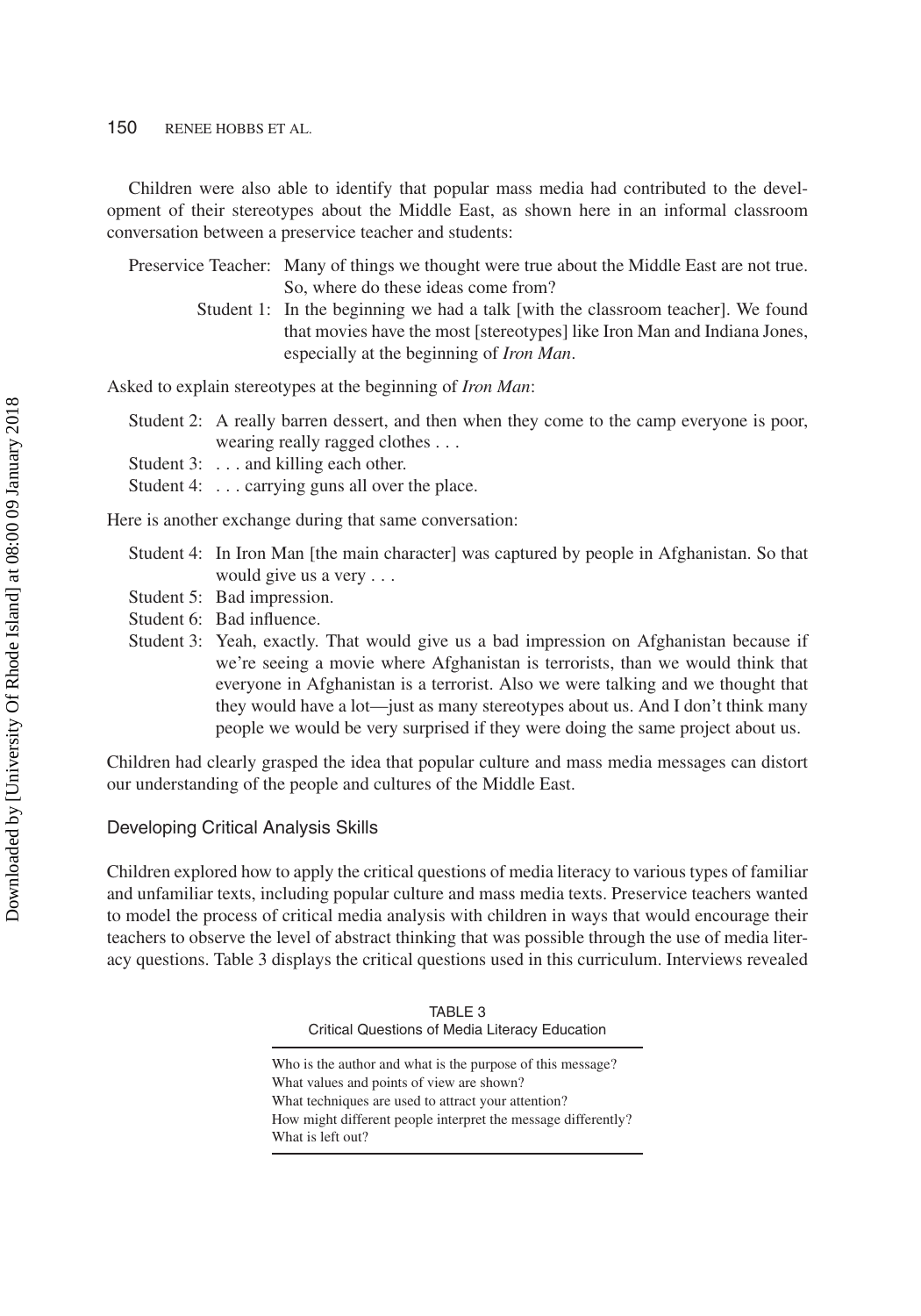Children were also able to identify that popular mass media had contributed to the development of their stereotypes about the Middle East, as shown here in an informal classroom conversation between a preservice teacher and students:

Preservice Teacher: Many of things we thought were true about the Middle East are not true. So, where do these ideas come from?

Student 1: In the beginning we had a talk [with the classroom teacher]. We found that movies have the most [stereotypes] like Iron Man and Indiana Jones, especially at the beginning of *Iron Man*.

Asked to explain stereotypes at the beginning of *Iron Man*:

Student 2: A really barren dessert, and then when they come to the camp everyone is poor, wearing really ragged clothes . . .

Student 3: . . . and killing each other.

Student 4: . . . carrying guns all over the place.

Here is another exchange during that same conversation:

Student 4: In Iron Man [the main character] was captured by people in Afghanistan. So that would give us a very . . .

Student 5: Bad impression.

Student 6: Bad influence.

Student 3: Yeah, exactly. That would give us a bad impression on Afghanistan because if we're seeing a movie where Afghanistan is terrorists, than we would think that everyone in Afghanistan is a terrorist. Also we were talking and we thought that they would have a lot—just as many stereotypes about us. And I don't think many people we would be very surprised if they were doing the same project about us.

Children had clearly grasped the idea that popular culture and mass media messages can distort our understanding of the people and cultures of the Middle East.

### Developing Critical Analysis Skills

Children explored how to apply the critical questions of media literacy to various types of familiar and unfamiliar texts, including popular culture and mass media texts. Preservice teachers wanted to model the process of critical media analysis with children in ways that would encourage their teachers to observe the level of abstract thinking that was possible through the use of media literacy questions. Table 3 displays the critical questions used in this curriculum. Interviews revealed

TABLE 3
Critical Questions of Media Literacy Education

| Critical Questions |
|---|
| Who is the author and what is the purpose of this message? |
| What values and points of view are shown? |
| What techniques are used to attract your attention? |
| How might different people interpret the message differently? |
| What is left out? |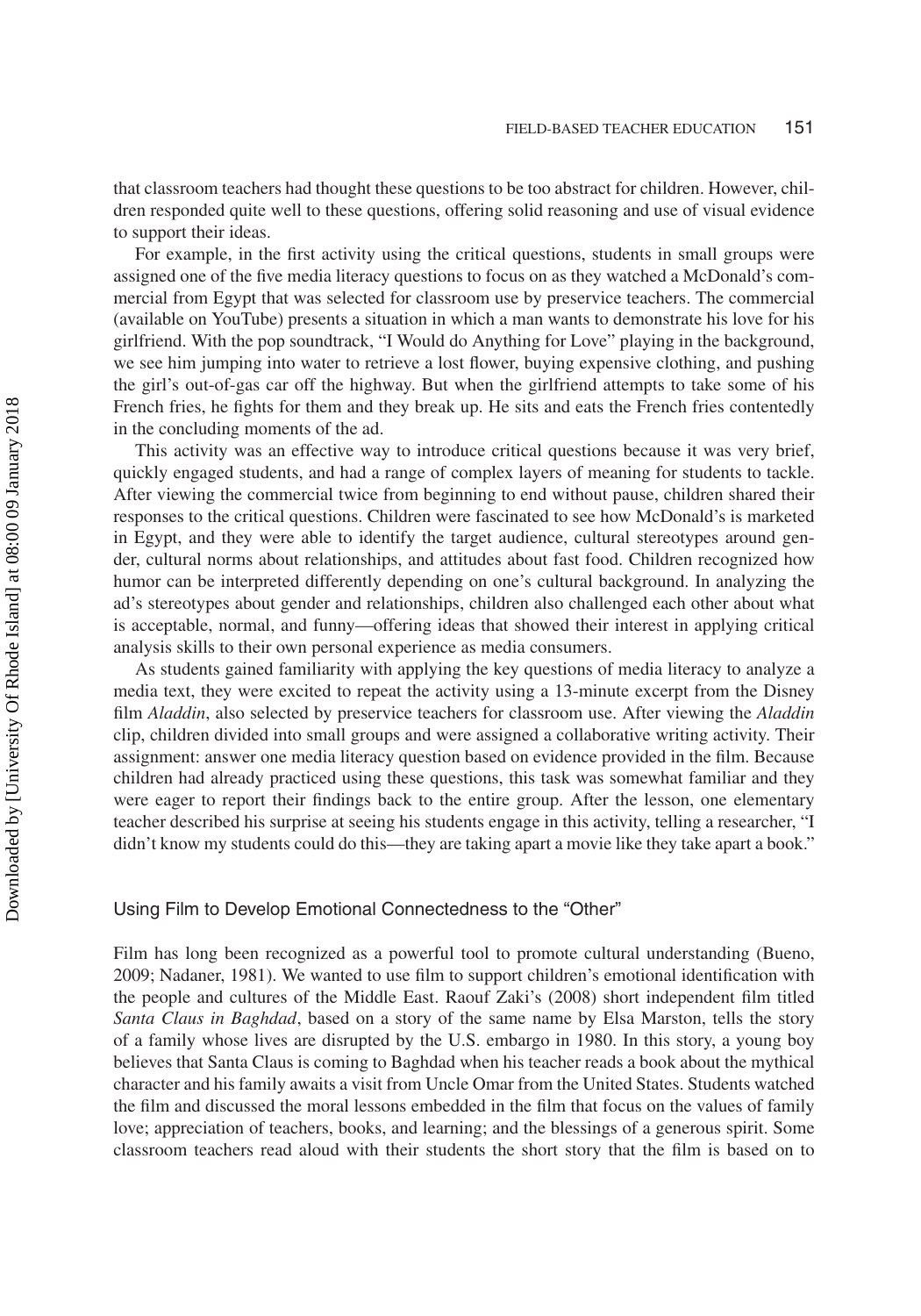that classroom teachers had thought these questions to be too abstract for children. However, children responded quite well to these questions, offering solid reasoning and use of visual evidence to support their ideas.

For example, in the first activity using the critical questions, students in small groups were assigned one of the five media literacy questions to focus on as they watched a McDonald's commercial from Egypt that was selected for classroom use by preservice teachers. The commercial (available on YouTube) presents a situation in which a man wants to demonstrate his love for his girlfriend. With the pop soundtrack, "I Would do Anything for Love" playing in the background, we see him jumping into water to retrieve a lost flower, buying expensive clothing, and pushing the girl's out-of-gas car off the highway. But when the girlfriend attempts to take some of his French fries, he fights for them and they break up. He sits and eats the French fries contentedly in the concluding moments of the ad.

This activity was an effective way to introduce critical questions because it was very brief, quickly engaged students, and had a range of complex layers of meaning for students to tackle. After viewing the commercial twice from beginning to end without pause, children shared their responses to the critical questions. Children were fascinated to see how McDonald's is marketed in Egypt, and they were able to identify the target audience, cultural stereotypes around gender, cultural norms about relationships, and attitudes about fast food. Children recognized how humor can be interpreted differently depending on one's cultural background. In analyzing the ad's stereotypes about gender and relationships, children also challenged each other about what is acceptable, normal, and funny—offering ideas that showed their interest in applying critical analysis skills to their own personal experience as media consumers.

As students gained familiarity with applying the key questions of media literacy to analyze a media text, they were excited to repeat the activity using a 13-minute excerpt from the Disney film *Aladdin*, also selected by preservice teachers for classroom use. After viewing the *Aladdin* clip, children divided into small groups and were assigned a collaborative writing activity. Their assignment: answer one media literacy question based on evidence provided in the film. Because children had already practiced using these questions, this task was somewhat familiar and they were eager to report their findings back to the entire group. After the lesson, one elementary teacher described his surprise at seeing his students engage in this activity, telling a researcher, "I didn't know my students could do this—they are taking apart a movie like they take apart a book."

### Using Film to Develop Emotional Connectedness to the "Other"

Film has long been recognized as a powerful tool to promote cultural understanding (Bueno, 2009; Nadaner, 1981). We wanted to use film to support children's emotional identification with the people and cultures of the Middle East. Raouf Zaki's (2008) short independent film titled *Santa Claus in Baghdad*, based on a story of the same name by Elsa Marston, tells the story of a family whose lives are disrupted by the U.S. embargo in 1980. In this story, a young boy believes that Santa Claus is coming to Baghdad when his teacher reads a book about the mythical character and his family awaits a visit from Uncle Omar from the United States. Students watched the film and discussed the moral lessons embedded in the film that focus on the values of family love; appreciation of teachers, books, and learning; and the blessings of a generous spirit. Some classroom teachers read aloud with their students the short story that the film is based on to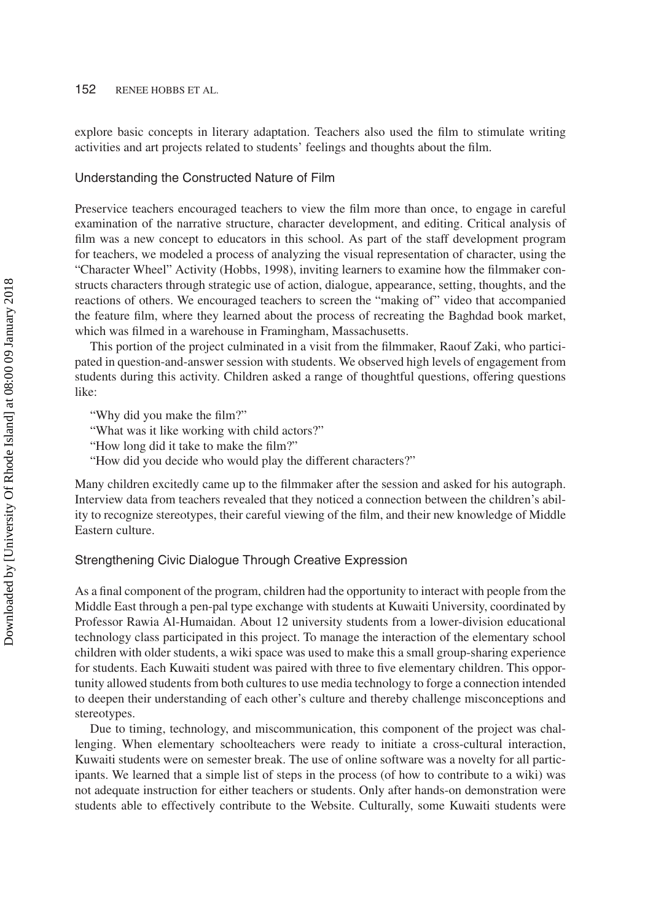explore basic concepts in literary adaptation. Teachers also used the film to stimulate writing activities and art projects related to students' feelings and thoughts about the film.

### Understanding the Constructed Nature of Film

Preservice teachers encouraged teachers to view the film more than once, to engage in careful examination of the narrative structure, character development, and editing. Critical analysis of film was a new concept to educators in this school. As part of the staff development program for teachers, we modeled a process of analyzing the visual representation of character, using the "Character Wheel" Activity (Hobbs, 1998), inviting learners to examine how the filmmaker constructs characters through strategic use of action, dialogue, appearance, setting, thoughts, and the reactions of others. We encouraged teachers to screen the "making of" video that accompanied the feature film, where they learned about the process of recreating the Baghdad book market, which was filmed in a warehouse in Framingham, Massachusetts.

This portion of the project culminated in a visit from the filmmaker, Raouf Zaki, who participated in question-and-answer session with students. We observed high levels of engagement from students during this activity. Children asked a range of thoughtful questions, offering questions like:

"Why did you make the film?"
"What was it like working with child actors?"
"How long did it take to make the film?"
"How did you decide who would play the different characters?"

Many children excitedly came up to the filmmaker after the session and asked for his autograph. Interview data from teachers revealed that they noticed a connection between the children's ability to recognize stereotypes, their careful viewing of the film, and their new knowledge of Middle Eastern culture.

### Strengthening Civic Dialogue Through Creative Expression

As a final component of the program, children had the opportunity to interact with people from the Middle East through a pen-pal type exchange with students at Kuwaiti University, coordinated by Professor Rawia Al-Humaidan. About 12 university students from a lower-division educational technology class participated in this project. To manage the interaction of the elementary school children with older students, a wiki space was used to make this a small group-sharing experience for students. Each Kuwaiti student was paired with three to five elementary children. This opportunity allowed students from both cultures to use media technology to forge a connection intended to deepen their understanding of each other's culture and thereby challenge misconceptions and stereotypes.

Due to timing, technology, and miscommunication, this component of the project was challenging. When elementary schoolteachers were ready to initiate a cross-cultural interaction, Kuwaiti students were on semester break. The use of online software was a novelty for all participants. We learned that a simple list of steps in the process (of how to contribute to a wiki) was not adequate instruction for either teachers or students. Only after hands-on demonstration were students able to effectively contribute to the Website. Culturally, some Kuwaiti students were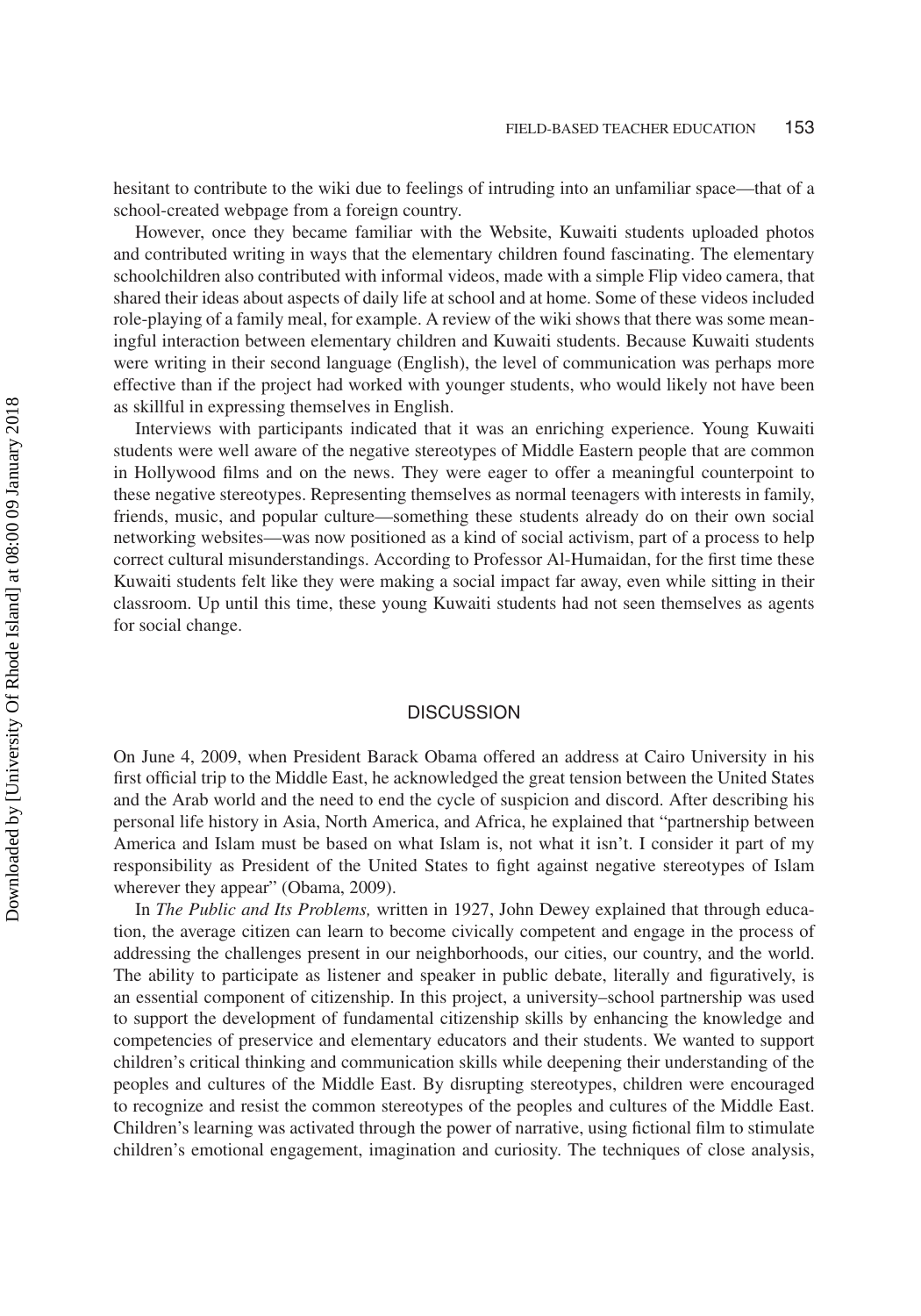hesitant to contribute to the wiki due to feelings of intruding into an unfamiliar space—that of a school-created webpage from a foreign country.

However, once they became familiar with the Website, Kuwaiti students uploaded photos and contributed writing in ways that the elementary children found fascinating. The elementary schoolchildren also contributed with informal videos, made with a simple Flip video camera, that shared their ideas about aspects of daily life at school and at home. Some of these videos included role-playing of a family meal, for example. A review of the wiki shows that there was some meaningful interaction between elementary children and Kuwaiti students. Because Kuwaiti students were writing in their second language (English), the level of communication was perhaps more effective than if the project had worked with younger students, who would likely not have been as skillful in expressing themselves in English.

Interviews with participants indicated that it was an enriching experience. Young Kuwaiti students were well aware of the negative stereotypes of Middle Eastern people that are common in Hollywood films and on the news. They were eager to offer a meaningful counterpoint to these negative stereotypes. Representing themselves as normal teenagers with interests in family, friends, music, and popular culture—something these students already do on their own social networking websites—was now positioned as a kind of social activism, part of a process to help correct cultural misunderstandings. According to Professor Al-Humaidan, for the first time these Kuwaiti students felt like they were making a social impact far away, even while sitting in their classroom. Up until this time, these young Kuwaiti students had not seen themselves as agents for social change.

## DISCUSSION

On June 4, 2009, when President Barack Obama offered an address at Cairo University in his first official trip to the Middle East, he acknowledged the great tension between the United States and the Arab world and the need to end the cycle of suspicion and discord. After describing his personal life history in Asia, North America, and Africa, he explained that "partnership between America and Islam must be based on what Islam is, not what it isn't. I consider it part of my responsibility as President of the United States to fight against negative stereotypes of Islam wherever they appear" (Obama, 2009).

In *The Public and Its Problems,* written in 1927, John Dewey explained that through education, the average citizen can learn to become civically competent and engage in the process of addressing the challenges present in our neighborhoods, our cities, our country, and the world. The ability to participate as listener and speaker in public debate, literally and figuratively, is an essential component of citizenship. In this project, a university–school partnership was used to support the development of fundamental citizenship skills by enhancing the knowledge and competencies of preservice and elementary educators and their students. We wanted to support children's critical thinking and communication skills while deepening their understanding of the peoples and cultures of the Middle East. By disrupting stereotypes, children were encouraged to recognize and resist the common stereotypes of the peoples and cultures of the Middle East. Children's learning was activated through the power of narrative, using fictional film to stimulate children's emotional engagement, imagination and curiosity. The techniques of close analysis,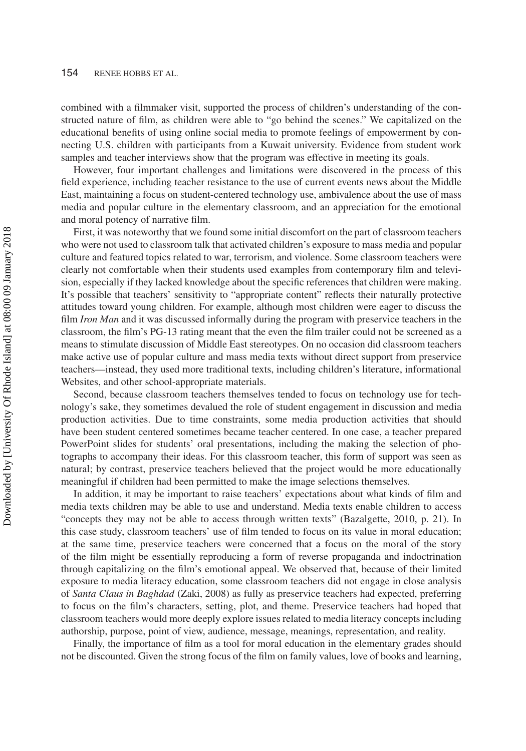combined with a filmmaker visit, supported the process of children's understanding of the constructed nature of film, as children were able to "go behind the scenes." We capitalized on the educational benefits of using online social media to promote feelings of empowerment by connecting U.S. children with participants from a Kuwait university. Evidence from student work samples and teacher interviews show that the program was effective in meeting its goals.

However, four important challenges and limitations were discovered in the process of this field experience, including teacher resistance to the use of current events news about the Middle East, maintaining a focus on student-centered technology use, ambivalence about the use of mass media and popular culture in the elementary classroom, and an appreciation for the emotional and moral potency of narrative film.

First, it was noteworthy that we found some initial discomfort on the part of classroom teachers who were not used to classroom talk that activated children's exposure to mass media and popular culture and featured topics related to war, terrorism, and violence. Some classroom teachers were clearly not comfortable when their students used examples from contemporary film and television, especially if they lacked knowledge about the specific references that children were making. It's possible that teachers' sensitivity to "appropriate content" reflects their naturally protective attitudes toward young children. For example, although most children were eager to discuss the film *Iron Man* and it was discussed informally during the program with preservice teachers in the classroom, the film's PG-13 rating meant that the even the film trailer could not be screened as a means to stimulate discussion of Middle East stereotypes. On no occasion did classroom teachers make active use of popular culture and mass media texts without direct support from preservice teachers—instead, they used more traditional texts, including children's literature, informational Websites, and other school-appropriate materials.

Second, because classroom teachers themselves tended to focus on technology use for technology's sake, they sometimes devalued the role of student engagement in discussion and media production activities. Due to time constraints, some media production activities that should have been student centered sometimes became teacher centered. In one case, a teacher prepared PowerPoint slides for students' oral presentations, including the making the selection of photographs to accompany their ideas. For this classroom teacher, this form of support was seen as natural; by contrast, preservice teachers believed that the project would be more educationally meaningful if children had been permitted to make the image selections themselves.

In addition, it may be important to raise teachers' expectations about what kinds of film and media texts children may be able to use and understand. Media texts enable children to access "concepts they may not be able to access through written texts" (Bazalgette, 2010, p. 21). In this case study, classroom teachers' use of film tended to focus on its value in moral education; at the same time, preservice teachers were concerned that a focus on the moral of the story of the film might be essentially reproducing a form of reverse propaganda and indoctrination through capitalizing on the film's emotional appeal. We observed that, because of their limited exposure to media literacy education, some classroom teachers did not engage in close analysis of *Santa Claus in Baghdad* (Zaki, 2008) as fully as preservice teachers had expected, preferring to focus on the film's characters, setting, plot, and theme. Preservice teachers had hoped that classroom teachers would more deeply explore issues related to media literacy concepts including authorship, purpose, point of view, audience, message, meanings, representation, and reality.

Finally, the importance of film as a tool for moral education in the elementary grades should not be discounted. Given the strong focus of the film on family values, love of books and learning,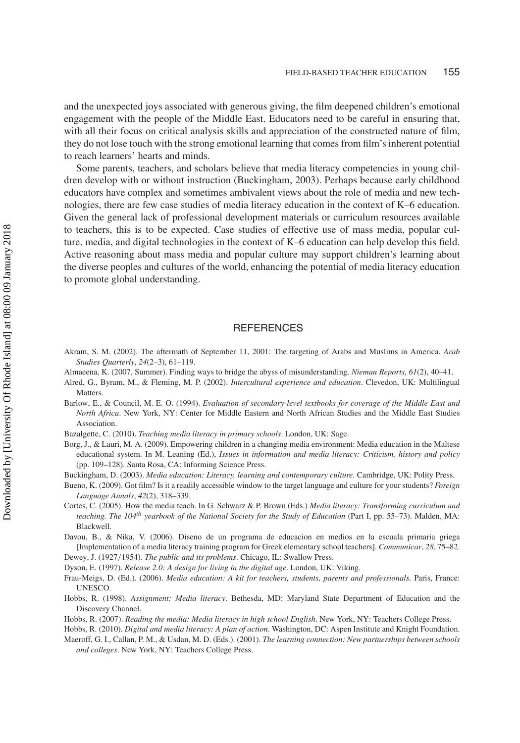and the unexpected joys associated with generous giving, the film deepened children's emotional engagement with the people of the Middle East. Educators need to be careful in ensuring that, with all their focus on critical analysis skills and appreciation of the constructed nature of film, they do not lose touch with the strong emotional learning that comes from film's inherent potential to reach learners' hearts and minds.

Some parents, teachers, and scholars believe that media literacy competencies in young children develop with or without instruction (Buckingham, 2003). Perhaps because early childhood educators have complex and sometimes ambivalent views about the role of media and new technologies, there are few case studies of media literacy education in the context of K–6 education. Given the general lack of professional development materials or curriculum resources available to teachers, this is to be expected. Case studies of effective use of mass media, popular culture, media, and digital technologies in the context of K–6 education can help develop this field. Active reasoning about mass media and popular culture may support children's learning about the diverse peoples and cultures of the world, enhancing the potential of media literacy education to promote global understanding.

## REFERENCES

Akram, S. M. (2002). The aftermath of September 11, 2001: The targeting of Arabs and Muslims in America. *Arab Studies Quarterly*, *24*(2–3), 61–119.

Almaeena, K. (2007, Summer). Finding ways to bridge the abyss of misunderstanding. *Nieman Reports*, *61*(2), 40–41.

Alred, G., Byram, M., & Fleming, M. P. (2002). *Intercultural experience and education*. Clevedon, UK: Multilingual Matters.

Barlow, E., & Council, M. E. O. (1994). *Evaluation of secondary-level textbooks for coverage of the Middle East and North Africa*. New York, NY: Center for Middle Eastern and North African Studies and the Middle East Studies Association.

Bazalgette, C. (2010). *Teaching media literacy in primary schools*. London, UK: Sage.

Borg, J., & Lauri, M. A. (2009). Empowering children in a changing media environment: Media education in the Maltese educational system. In M. Leaning (Ed.), *Issues in information and media literacy: Criticism, history and policy* (pp. 109–128). Santa Rosa, CA: Informing Science Press.

Buckingham, D. (2003). *Media education: Literacy, learning and contemporary culture*. Cambridge, UK: Polity Press.

Bueno, K. (2009). Got film? Is it a readily accessible window to the target language and culture for your students? *Foreign Language Annals*, *42*(2), 318–339.

Cortes, C. (2005). How the media teach. In G. Schwarz & P. Brown (Eds.) *Media literacy: Transforming curriculum and teaching. The 104th yearbook of the National Society for the Study of Education* (Part I, pp. 55–73). Malden, MA: Blackwell.

Davou, B., & Nika, V. (2006). Diseno de un programa de educacion en medios en la escuala primaria griega [Implementation of a media literacy training program for Greek elementary school teachers]. *Communicar*, *28*, 75–82.

Dewey, J. (1927/1954). *The public and its problems*. Chicago, IL: Swallow Press.

Dyson, E. (1997). *Release 2.0: A design for living in the digital age*. London, UK: Viking.

Frau-Meigs, D. (Ed.). (2006). *Media education: A kit for teachers, students, parents and professionals*. Paris, France: UNESCO.

Hobbs, R. (1998). *Assignment: Media literacy*. Bethesda, MD: Maryland State Department of Education and the Discovery Channel.

Hobbs, R. (2007). *Reading the media: Media literacy in high school English*. New York, NY: Teachers College Press.

Hobbs, R. (2010). *Digital and media literacy: A plan of action*. Washington, DC: Aspen Institute and Knight Foundation.

Maeroff, G. I., Callan, P. M., & Usdan, M. D. (Eds.). (2001). *The learning connection: New partnerships between schools and colleges*. New York, NY: Teachers College Press.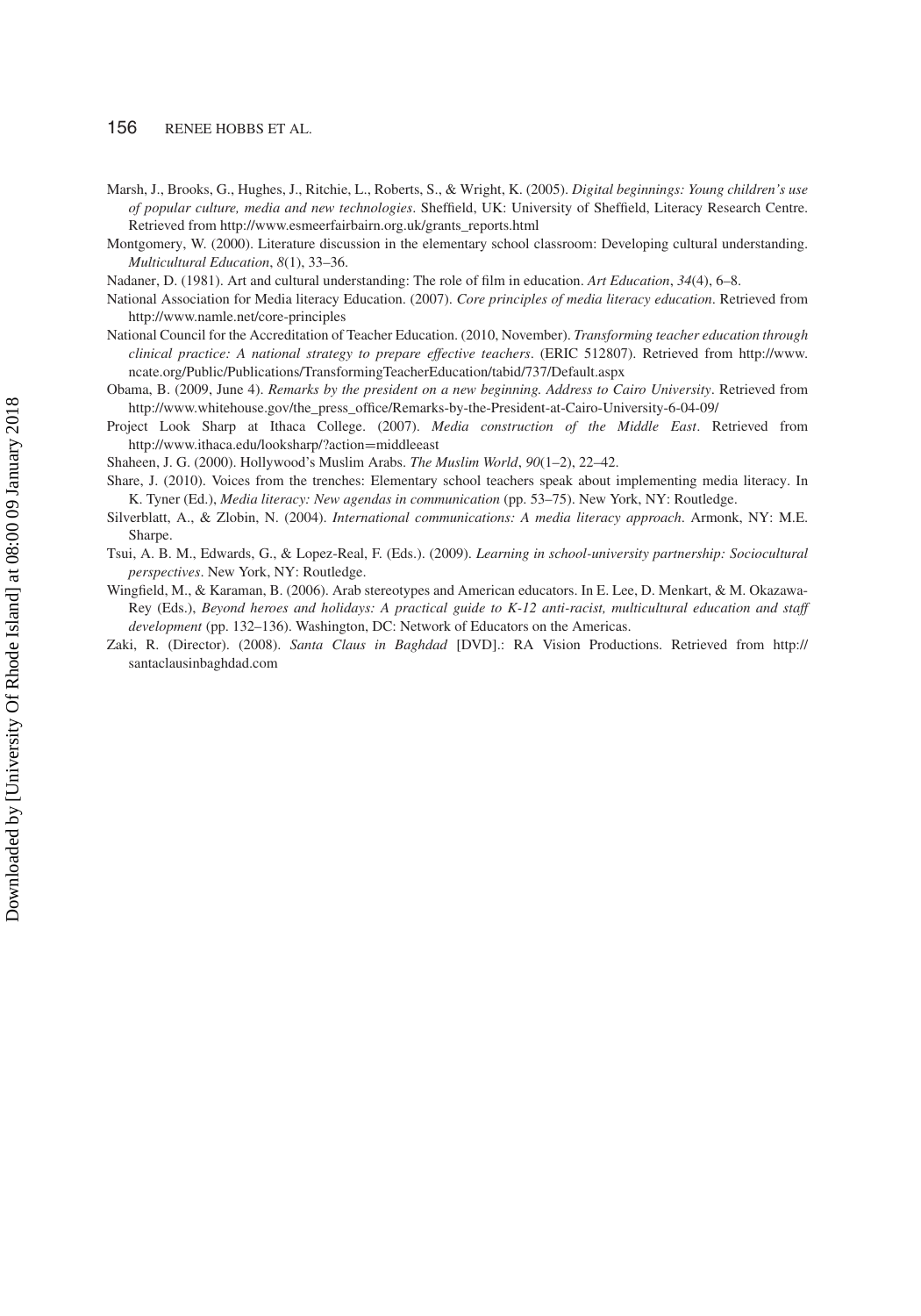Marsh, J., Brooks, G., Hughes, J., Ritchie, L., Roberts, S., & Wright, K. (2005). *Digital beginnings: Young children's use of popular culture, media and new technologies*. Sheffield, UK: University of Sheffield, Literacy Research Centre. Retrieved from http://www.esmeerfairbairn.org.uk/grants_reports.html

Montgomery, W. (2000). Literature discussion in the elementary school classroom: Developing cultural understanding. *Multicultural Education*, *8*(1), 33–36.

Nadaner, D. (1981). Art and cultural understanding: The role of film in education. *Art Education*, *34*(4), 6–8.

National Association for Media literacy Education. (2007). *Core principles of media literacy education*. Retrieved from http://www.namle.net/core-principles

National Council for the Accreditation of Teacher Education. (2010, November). *Transforming teacher education through clinical practice: A national strategy to prepare effective teachers*. (ERIC 512807). Retrieved from http://www.ncate.org/Public/Publications/TransformingTeacherEducation/tabid/737/Default.aspx

Obama, B. (2009, June 4). *Remarks by the president on a new beginning. Address to Cairo University*. Retrieved from http://www.whitehouse.gov/the_press_office/Remarks-by-the-President-at-Cairo-University-6-04-09/

Project Look Sharp at Ithaca College. (2007). *Media construction of the Middle East*. Retrieved from http://www.ithaca.edu/looksharp/?action=middleeast

Shaheen, J. G. (2000). Hollywood's Muslim Arabs. *The Muslim World*, *90*(1–2), 22–42.

Share, J. (2010). Voices from the trenches: Elementary school teachers speak about implementing media literacy. In K. Tyner (Ed.), *Media literacy: New agendas in communication* (pp. 53–75). New York, NY: Routledge.

Silverblatt, A., & Zlobin, N. (2004). *International communications: A media literacy approach*. Armonk, NY: M.E. Sharpe.

Tsui, A. B. M., Edwards, G., & Lopez-Real, F. (Eds.). (2009). *Learning in school-university partnership: Sociocultural perspectives*. New York, NY: Routledge.

Wingfield, M., & Karaman, B. (2006). Arab stereotypes and American educators. In E. Lee, D. Menkart, & M. Okazawa-Rey (Eds.), *Beyond heroes and holidays: A practical guide to K-12 anti-racist, multicultural education and staff development* (pp. 132–136). Washington, DC: Network of Educators on the Americas.

Zaki, R. (Director). (2008). *Santa Claus in Baghdad* [DVD].: RA Vision Productions. Retrieved from http://santaclausinbaghdad.com